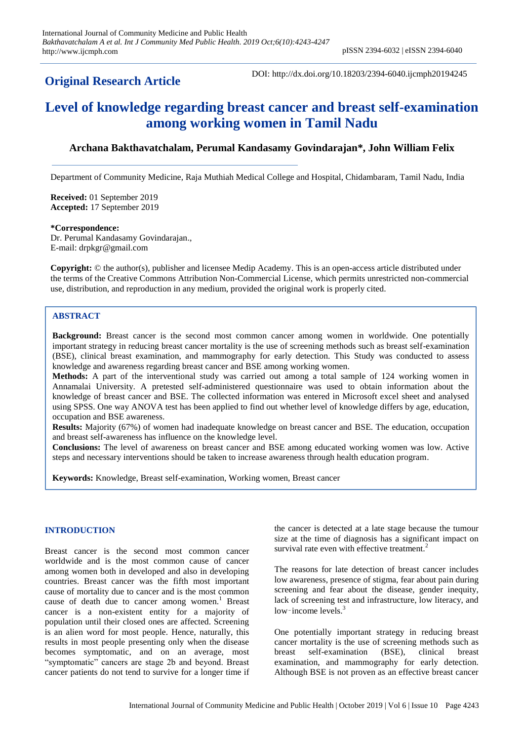**Original Research Article**

DOI: http://dx.doi.org/10.18203/2394-6040.ijcmph20194245

# Level of knowledge regarding breast cancer and breast self-examination among working women in Tamil Nadu

**Archana Bakthavatchalam, Perumal Kandasamy Govindarajan\*, John William Felix**

Department of Community Medicine, Raja Muthiah Medical College and Hospital, Chidambaram, Tamil Nadu, India

**Received:** 01 September 2019
**Accepted:** 17 September 2019

**\*Correspondence:**
Dr. Perumal Kandasamy Govindarajan.,
E-mail: drpkgr@gmail.com

**Copyright:** © the author(s), publisher and licensee Medip Academy. This is an open-access article distributed under the terms of the Creative Commons Attribution Non-Commercial License, which permits unrestricted non-commercial use, distribution, and reproduction in any medium, provided the original work is properly cited.

## ABSTRACT

**Background:** Breast cancer is the second most common cancer among women in worldwide. One potentially important strategy in reducing breast cancer mortality is the use of screening methods such as breast self-examination (BSE), clinical breast examination, and mammography for early detection. This Study was conducted to assess knowledge and awareness regarding breast cancer and BSE among working women.

**Methods:** A part of the interventional study was carried out among a total sample of 124 working women in Annamalai University. A pretested self-administered questionnaire was used to obtain information about the knowledge of breast cancer and BSE. The collected information was entered in Microsoft excel sheet and analysed using SPSS. One way ANOVA test has been applied to find out whether level of knowledge differs by age, education, occupation and BSE awareness.

**Results:** Majority (67%) of women had inadequate knowledge on breast cancer and BSE. The education, occupation and breast self-awareness has influence on the knowledge level.

**Conclusions:** The level of awareness on breast cancer and BSE among educated working women was low. Active steps and necessary interventions should be taken to increase awareness through health education program.

**Keywords:** Knowledge, Breast self-examination, Working women, Breast cancer

## INTRODUCTION

Breast cancer is the second most common cancer worldwide and is the most common cause of cancer among women both in developed and also in developing countries. Breast cancer was the fifth most important cause of mortality due to cancer and is the most common cause of death due to cancer among women.[1] Breast cancer is a non-existent entity for a majority of population until their closed ones are affected. Screening is an alien word for most people. Hence, naturally, this results in most people presenting only when the disease becomes symptomatic, and on an average, most "symptomatic" cancers are stage 2b and beyond. Breast cancer patients do not tend to survive for a longer time if the cancer is detected at a late stage because the tumour size at the time of diagnosis has a significant impact on survival rate even with effective treatment.[2]

The reasons for late detection of breast cancer includes low awareness, presence of stigma, fear about pain during screening and fear about the disease, gender inequity, lack of screening test and infrastructure, low literacy, and low‑income levels.[3]

One potentially important strategy in reducing breast cancer mortality is the use of screening methods such as breast self-examination (BSE), clinical breast examination, and mammography for early detection. Although BSE is not proven as an effective breast cancer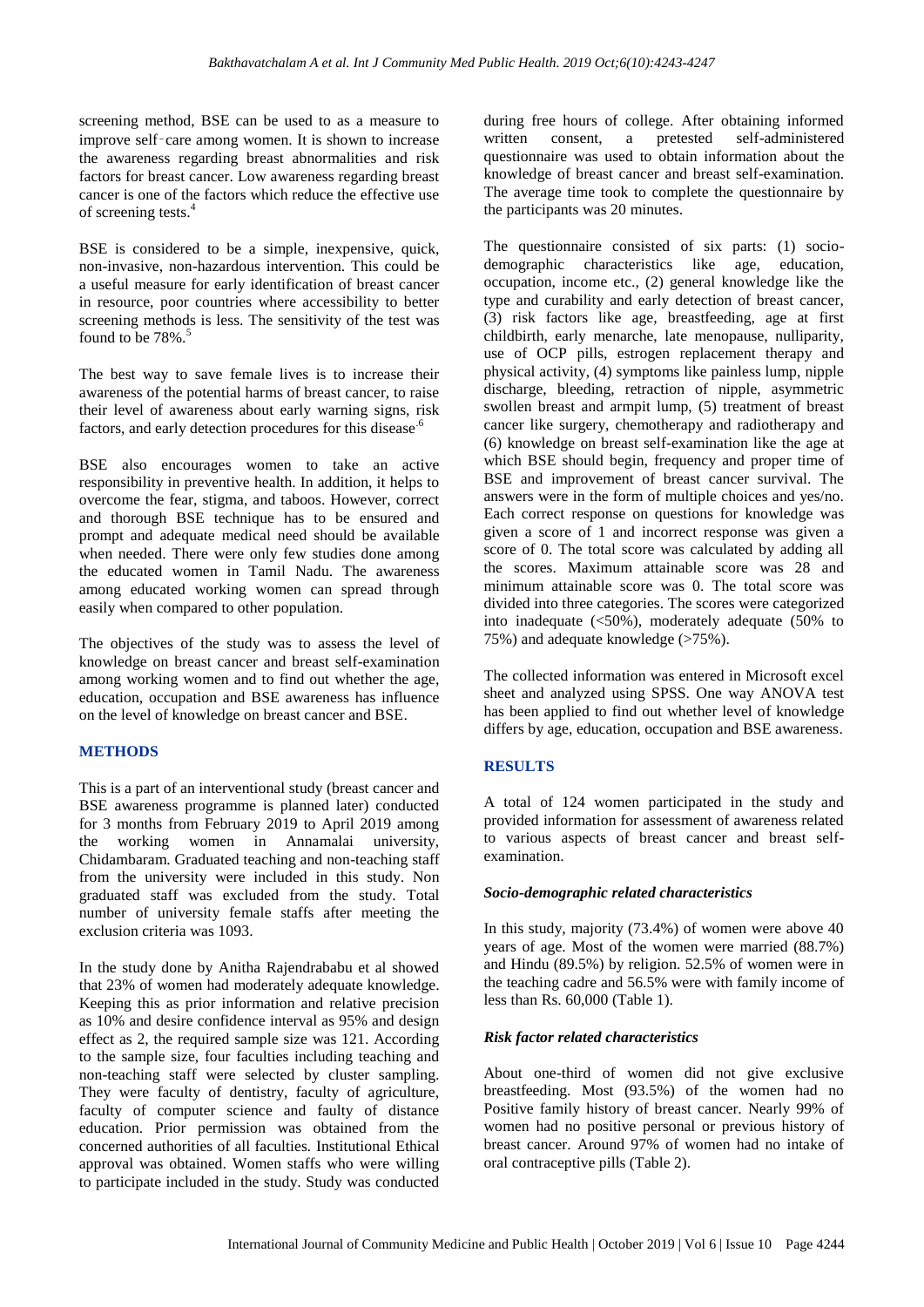screening method, BSE can be used to as a measure to improve self‑care among women. It is shown to increase the awareness regarding breast abnormalities and risk factors for breast cancer. Low awareness regarding breast cancer is one of the factors which reduce the effective use of screening tests.[4]

BSE is considered to be a simple, inexpensive, quick, non-invasive, non-hazardous intervention. This could be a useful measure for early identification of breast cancer in resource, poor countries where accessibility to better screening methods is less. The sensitivity of the test was found to be 78%.[5]

The best way to save female lives is to increase their awareness of the potential harms of breast cancer, to raise their level of awareness about early warning signs, risk factors, and early detection procedures for this disease.[6]

BSE also encourages women to take an active responsibility in preventive health. In addition, it helps to overcome the fear, stigma, and taboos. However, correct and thorough BSE technique has to be ensured and prompt and adequate medical need should be available when needed. There were only few studies done among the educated women in Tamil Nadu. The awareness among educated working women can spread through easily when compared to other population.

The objectives of the study was to assess the level of knowledge on breast cancer and breast self-examination among working women and to find out whether the age, education, occupation and BSE awareness has influence on the level of knowledge on breast cancer and BSE.

## METHODS

This is a part of an interventional study (breast cancer and BSE awareness programme is planned later) conducted for 3 months from February 2019 to April 2019 among the working women in Annamalai university, Chidambaram. Graduated teaching and non-teaching staff from the university were included in this study. Non graduated staff was excluded from the study. Total number of university female staffs after meeting the exclusion criteria was 1093.

In the study done by Anitha Rajendrababu et al showed that 23% of women had moderately adequate knowledge. Keeping this as prior information and relative precision as 10% and desire confidence interval as 95% and design effect as 2, the required sample size was 121. According to the sample size, four faculties including teaching and non-teaching staff were selected by cluster sampling. They were faculty of dentistry, faculty of agriculture, faculty of computer science and faulty of distance education. Prior permission was obtained from the concerned authorities of all faculties. Institutional Ethical approval was obtained. Women staffs who were willing to participate included in the study. Study was conducted during free hours of college. After obtaining informed written consent, a pretested self-administered questionnaire was used to obtain information about the knowledge of breast cancer and breast self-examination. The average time took to complete the questionnaire by the participants was 20 minutes.

The questionnaire consisted of six parts: (1) socio-demographic characteristics like age, education, occupation, income etc., (2) general knowledge like the type and curability and early detection of breast cancer, (3) risk factors like age, breastfeeding, age at first childbirth, early menarche, late menopause, nulliparity, use of OCP pills, estrogen replacement therapy and physical activity, (4) symptoms like painless lump, nipple discharge, bleeding, retraction of nipple, asymmetric swollen breast and armpit lump, (5) treatment of breast cancer like surgery, chemotherapy and radiotherapy and (6) knowledge on breast self-examination like the age at which BSE should begin, frequency and proper time of BSE and improvement of breast cancer survival. The answers were in the form of multiple choices and yes/no. Each correct response on questions for knowledge was given a score of 1 and incorrect response was given a score of 0. The total score was calculated by adding all the scores. Maximum attainable score was 28 and minimum attainable score was 0. The total score was divided into three categories. The scores were categorized into inadequate (<50%), moderately adequate (50% to 75%) and adequate knowledge (>75%).

The collected information was entered in Microsoft excel sheet and analyzed using SPSS. One way ANOVA test has been applied to find out whether level of knowledge differs by age, education, occupation and BSE awareness.

## RESULTS

A total of 124 women participated in the study and provided information for assessment of awareness related to various aspects of breast cancer and breast self-examination.

### *Socio-demographic related characteristics*

In this study, majority (73.4%) of women were above 40 years of age. Most of the women were married (88.7%) and Hindu (89.5%) by religion. 52.5% of women were in the teaching cadre and 56.5% were with family income of less than Rs. 60,000 (Table 1).

### *Risk factor related characteristics*

About one-third of women did not give exclusive breastfeeding. Most (93.5%) of the women had no Positive family history of breast cancer. Nearly 99% of women had no positive personal or previous history of breast cancer. Around 97% of women had no intake of oral contraceptive pills (Table 2).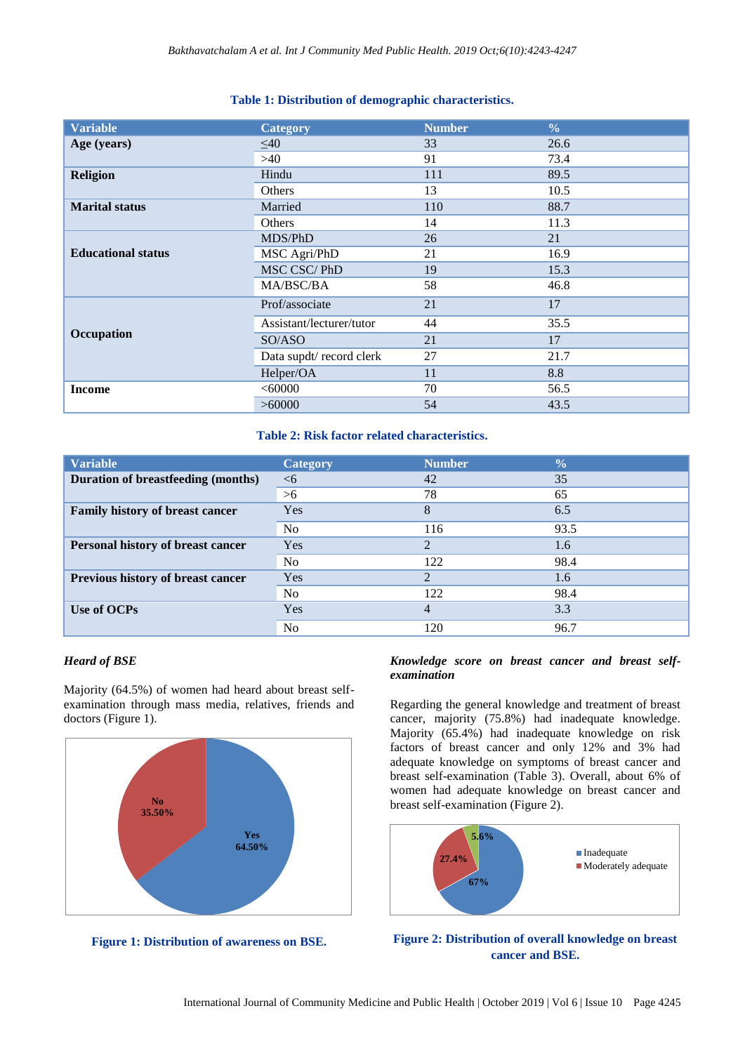**Table 1: Distribution of demographic characteristics.**

| Variable | Category | Number | % |
|---|---|---|---|
| **Age (years)** | ≤40 | 33 | 26.6 |
| | >40 | 91 | 73.4 |
| **Religion** | Hindu | 111 | 89.5 |
| | Others | 13 | 10.5 |
| **Marital status** | Married | 110 | 88.7 |
| | Others | 14 | 11.3 |
| **Educational status** | MDS/PhD | 26 | 21 |
| | MSC Agri/PhD | 21 | 16.9 |
| | MSC CSC/ PhD | 19 | 15.3 |
| | MA/BSC/BA | 58 | 46.8 |
| **Occupation** | Prof/associate | 21 | 17 |
| | Assistant/lecturer/tutor | 44 | 35.5 |
| | SO/ASO | 21 | 17 |
| | Data supdt/ record clerk | 27 | 21.7 |
| | Helper/OA | 11 | 8.8 |
| **Income** | <60000 | 70 | 56.5 |
| | >60000 | 54 | 43.5 |

**Table 2: Risk factor related characteristics.**

| Variable | Category | Number | % |
|---|---|---|---|
| **Duration of breastfeeding (months)** | <6 | 42 | 35 |
| | >6 | 78 | 65 |
| **Family history of breast cancer** | Yes | 8 | 6.5 |
| | No | 116 | 93.5 |
| **Personal history of breast cancer** | Yes | 2 | 1.6 |
| | No | 122 | 98.4 |
| **Previous history of breast cancer** | Yes | 2 | 1.6 |
| | No | 122 | 98.4 |
| **Use of OCPs** | Yes | 4 | 3.3 |
| | No | 120 | 96.7 |

### *Heard of BSE*

Majority (64.5%) of women had heard about breast self-examination through mass media, relatives, friends and doctors (Figure 1).

**Figure 1: Distribution of awareness on BSE.**

### *Knowledge score on breast cancer and breast self-examination*

Regarding the general knowledge and treatment of breast cancer, majority (75.8%) had inadequate knowledge. Majority (65.4%) had inadequate knowledge on risk factors of breast cancer and only 12% and 3% had adequate knowledge on symptoms of breast cancer and breast self-examination (Table 3). Overall, about 6% of women had adequate knowledge on breast cancer and breast self-examination (Figure 2).

**Figure 2: Distribution of overall knowledge on breast cancer and BSE.**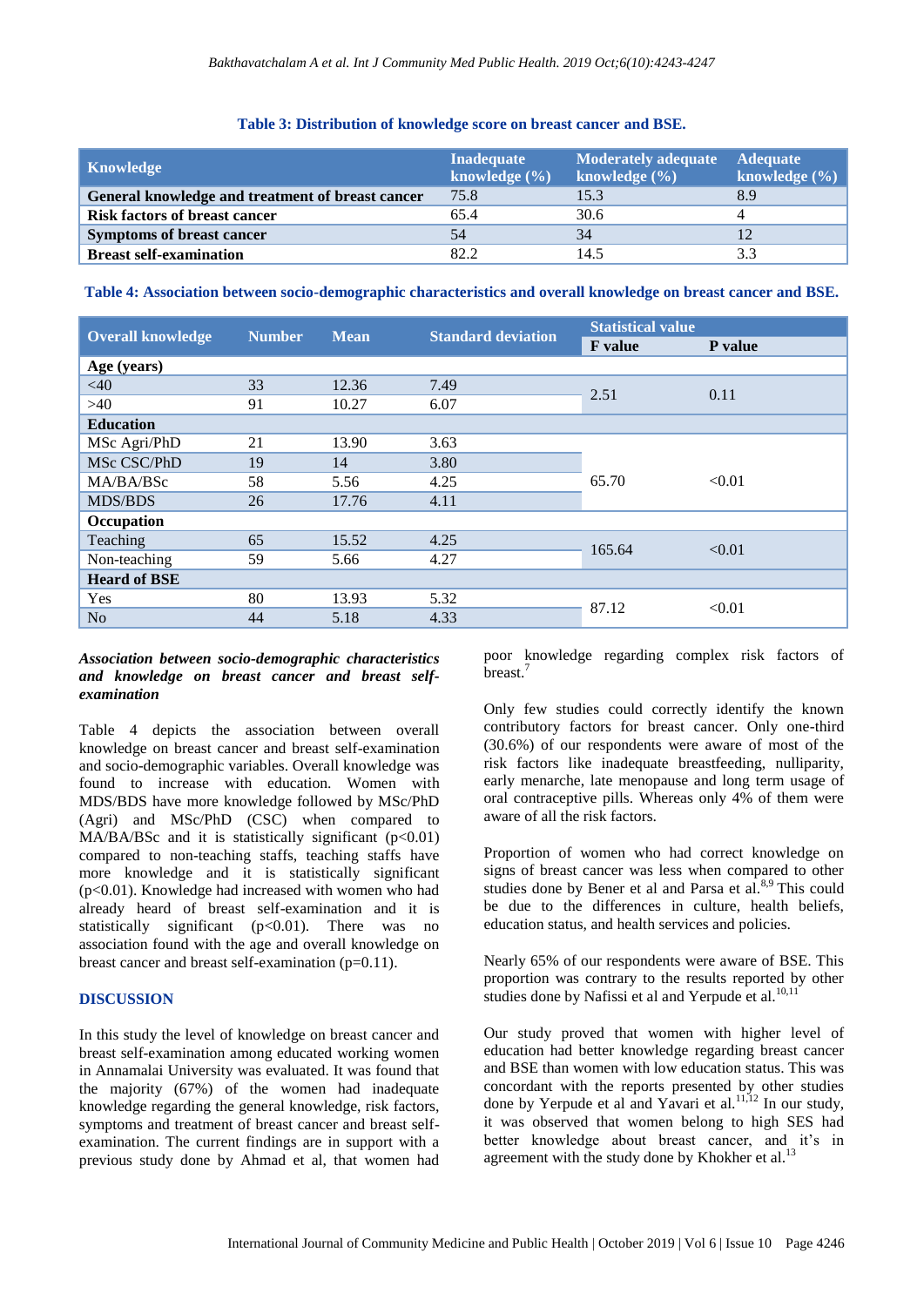**Table 3: Distribution of knowledge score on breast cancer and BSE.**

| Knowledge | Inadequate knowledge (%) | Moderately adequate knowledge (%) | Adequate knowledge (%) |
|---|---|---|---|
| **General knowledge and treatment of breast cancer** | 75.8 | 15.3 | 8.9 |
| **Risk factors of breast cancer** | 65.4 | 30.6 | 4 |
| **Symptoms of breast cancer** | 54 | 34 | 12 |
| **Breast self-examination** | 82.2 | 14.5 | 3.3 |

**Table 4: Association between socio-demographic characteristics and overall knowledge on breast cancer and BSE.**

| Overall knowledge | Number | Mean | Standard deviation | Statistical value | |
|---|---|---|---|---|---|
| | | | | F value | P value |
| **Age (years)** | | | | | |
| <40 | 33 | 12.36 | 7.49 | 2.51 | 0.11 |
| >40 | 91 | 10.27 | 6.07 | | |
| **Education** | | | | | |
| MSc Agri/PhD | 21 | 13.90 | 3.63 | 65.70 | <0.01 |
| MSc CSC/PhD | 19 | 14 | 3.80 | | |
| MA/BA/BSc | 58 | 5.56 | 4.25 | | |
| MDS/BDS | 26 | 17.76 | 4.11 | | |
| **Occupation** | | | | | |
| Teaching | 65 | 15.52 | 4.25 | 165.64 | <0.01 |
| Non-teaching | 59 | 5.66 | 4.27 | | |
| **Heard of BSE** | | | | | |
| Yes | 80 | 13.93 | 5.32 | 87.12 | <0.01 |
| No | 44 | 5.18 | 4.33 | | |

### *Association between socio-demographic characteristics and knowledge on breast cancer and breast self-examination*

Table 4 depicts the association between overall knowledge on breast cancer and breast self-examination and socio-demographic variables. Overall knowledge was found to increase with education. Women with MDS/BDS have more knowledge followed by MSc/PhD (Agri) and MSc/PhD (CSC) when compared to MA/BA/BSc and it is statistically significant (p<0.01) compared to non-teaching staffs, teaching staffs have more knowledge and it is statistically significant (p<0.01). Knowledge had increased with women who had already heard of breast self-examination and it is statistically significant (p<0.01). There was no association found with the age and overall knowledge on breast cancer and breast self-examination (p=0.11).

## DISCUSSION

In this study the level of knowledge on breast cancer and breast self-examination among educated working women in Annamalai University was evaluated. It was found that the majority (67%) of the women had inadequate knowledge regarding the general knowledge, risk factors, symptoms and treatment of breast cancer and breast self-examination. The current findings are in support with a previous study done by Ahmad et al, that women had poor knowledge regarding complex risk factors of breast.[7]

Only few studies could correctly identify the known contributory factors for breast cancer. Only one-third (30.6%) of our respondents were aware of most of the risk factors like inadequate breastfeeding, nulliparity, early menarche, late menopause and long term usage of oral contraceptive pills. Whereas only 4% of them were aware of all the risk factors.

Proportion of women who had correct knowledge on signs of breast cancer was less when compared to other studies done by Bener et al and Parsa et al.[8,9] This could be due to the differences in culture, health beliefs, education status, and health services and policies.

Nearly 65% of our respondents were aware of BSE. This proportion was contrary to the results reported by other studies done by Nafissi et al and Yerpude et al.[10,11]

Our study proved that women with higher level of education had better knowledge regarding breast cancer and BSE than women with low education status. This was concordant with the reports presented by other studies done by Yerpude et al and Yavari et al.[11,12] In our study, it was observed that women belong to high SES had better knowledge about breast cancer, and it's in agreement with the study done by Khokher et al.[13]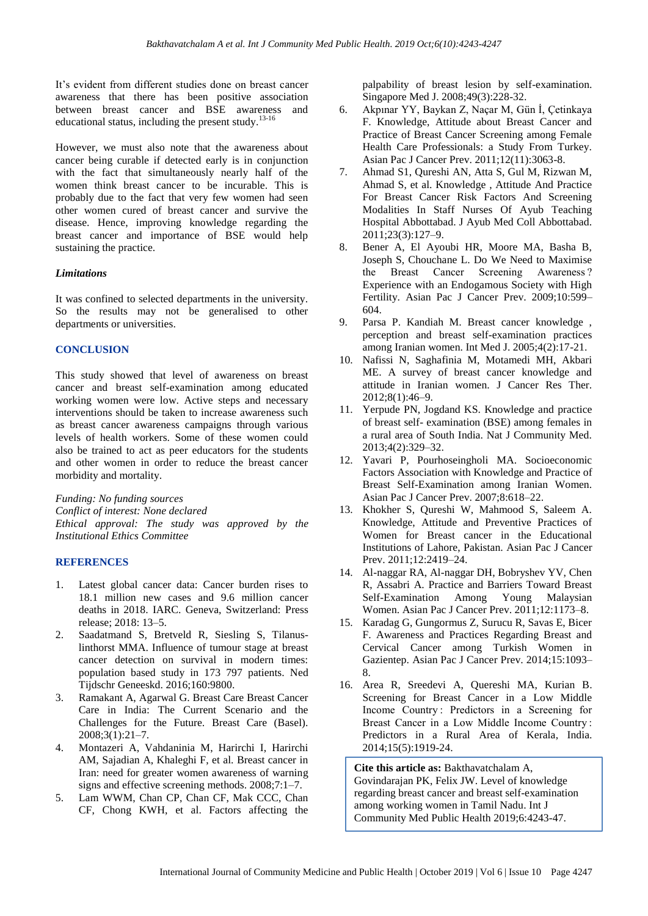It's evident from different studies done on breast cancer awareness that there has been positive association between breast cancer and BSE awareness and educational status, including the present study.[13-16]

However, we must also note that the awareness about cancer being curable if detected early is in conjunction with the fact that simultaneously nearly half of the women think breast cancer to be incurable. This is probably due to the fact that very few women had seen other women cured of breast cancer and survive the disease. Hence, improving knowledge regarding the breast cancer and importance of BSE would help sustaining the practice.

### *Limitations*

It was confined to selected departments in the university. So the results may not be generalised to other departments or universities.

## CONCLUSION

This study showed that level of awareness on breast cancer and breast self-examination among educated working women were low. Active steps and necessary interventions should be taken to increase awareness such as breast cancer awareness campaigns through various levels of health workers. Some of these women could also be trained to act as peer educators for the students and other women in order to reduce the breast cancer morbidity and mortality.

*Funding: No funding sources*
*Conflict of interest: None declared*
*Ethical approval: The study was approved by the Institutional Ethics Committee*

## REFERENCES

1. Latest global cancer data: Cancer burden rises to 18.1 million new cases and 9.6 million cancer deaths in 2018. IARC. Geneva, Switzerland: Press release; 2018: 13–5.
2. Saadatmand S, Bretveld R, Siesling S, Tilanus-linthorst MMA. Influence of tumour stage at breast cancer detection on survival in modern times: population based study in 173 797 patients. Ned Tijdschr Geneeskd. 2016;160:9800.
3. Ramakant A, Agarwal G. Breast Care Breast Cancer Care in India: The Current Scenario and the Challenges for the Future. Breast Care (Basel). 2008;3(1):21–7.
4. Montazeri A, Vahdaninia M, Harirchi I, Harirchi AM, Sajadian A, Khaleghi F, et al. Breast cancer in Iran: need for greater women awareness of warning signs and effective screening methods. 2008;7:1–7.
5. Lam WWM, Chan CP, Chan CF, Mak CCC, Chan CF, Chong KWH, et al. Factors affecting the palpability of breast lesion by self-examination. Singapore Med J. 2008;49(3):228-32.
6. Akpınar YY, Baykan Z, Naçar M, Gün İ, Çetinkaya F. Knowledge, Attitude about Breast Cancer and Practice of Breast Cancer Screening among Female Health Care Professionals: a Study From Turkey. Asian Pac J Cancer Prev. 2011;12(11):3063-8.
7. Ahmad S1, Qureshi AN, Atta S, Gul M, Rizwan M, Ahmad S, et al. Knowledge , Attitude And Practice For Breast Cancer Risk Factors And Screening Modalities In Staff Nurses Of Ayub Teaching Hospital Abbottabad. J Ayub Med Coll Abbottabad. 2011;23(3):127–9.
8. Bener A, El Ayoubi HR, Moore MA, Basha B, Joseph S, Chouchane L. Do We Need to Maximise the Breast Cancer Screening Awareness ? Experience with an Endogamous Society with High Fertility. Asian Pac J Cancer Prev. 2009;10:599–604.
9. Parsa P. Kandiah M. Breast cancer knowledge , perception and breast self-examination practices among Iranian women. Int Med J. 2005;4(2):17-21.
10. Nafissi N, Saghafinia M, Motamedi MH, Akbari ME. A survey of breast cancer knowledge and attitude in Iranian women. J Cancer Res Ther. 2012;8(1):46–9.
11. Yerpude PN, Jogdand KS. Knowledge and practice of breast self- examination (BSE) among females in a rural area of South India. Nat J Community Med. 2013;4(2):329–32.
12. Yavari P, Pourhoseingholi MA. Socioeconomic Factors Association with Knowledge and Practice of Breast Self-Examination among Iranian Women. Asian Pac J Cancer Prev. 2007;8:618–22.
13. Khokher S, Qureshi W, Mahmood S, Saleem A. Knowledge, Attitude and Preventive Practices of Women for Breast cancer in the Educational Institutions of Lahore, Pakistan. Asian Pac J Cancer Prev. 2011;12:2419–24.
14. Al-naggar RA, Al-naggar DH, Bobryshev YV, Chen R, Assabri A. Practice and Barriers Toward Breast Self-Examination Among Young Malaysian Women. Asian Pac J Cancer Prev. 2011;12:1173–8.
15. Karadag G, Gungormus Z, Surucu R, Savas E, Bicer F. Awareness and Practices Regarding Breast and Cervical Cancer among Turkish Women in Gazientep. Asian Pac J Cancer Prev. 2014;15:1093–8.
16. Area R, Sreedevi A, Quereshi MA, Kurian B. Screening for Breast Cancer in a Low Middle Income Country : Predictors in a Screening for Breast Cancer in a Low Middle Income Country : Predictors in a Rural Area of Kerala, India. 2014;15(5):1919-24.

**Cite this article as:** Bakthavatchalam A, Govindarajan PK, Felix JW. Level of knowledge regarding breast cancer and breast self-examination among working women in Tamil Nadu. Int J Community Med Public Health 2019;6:4243-47.